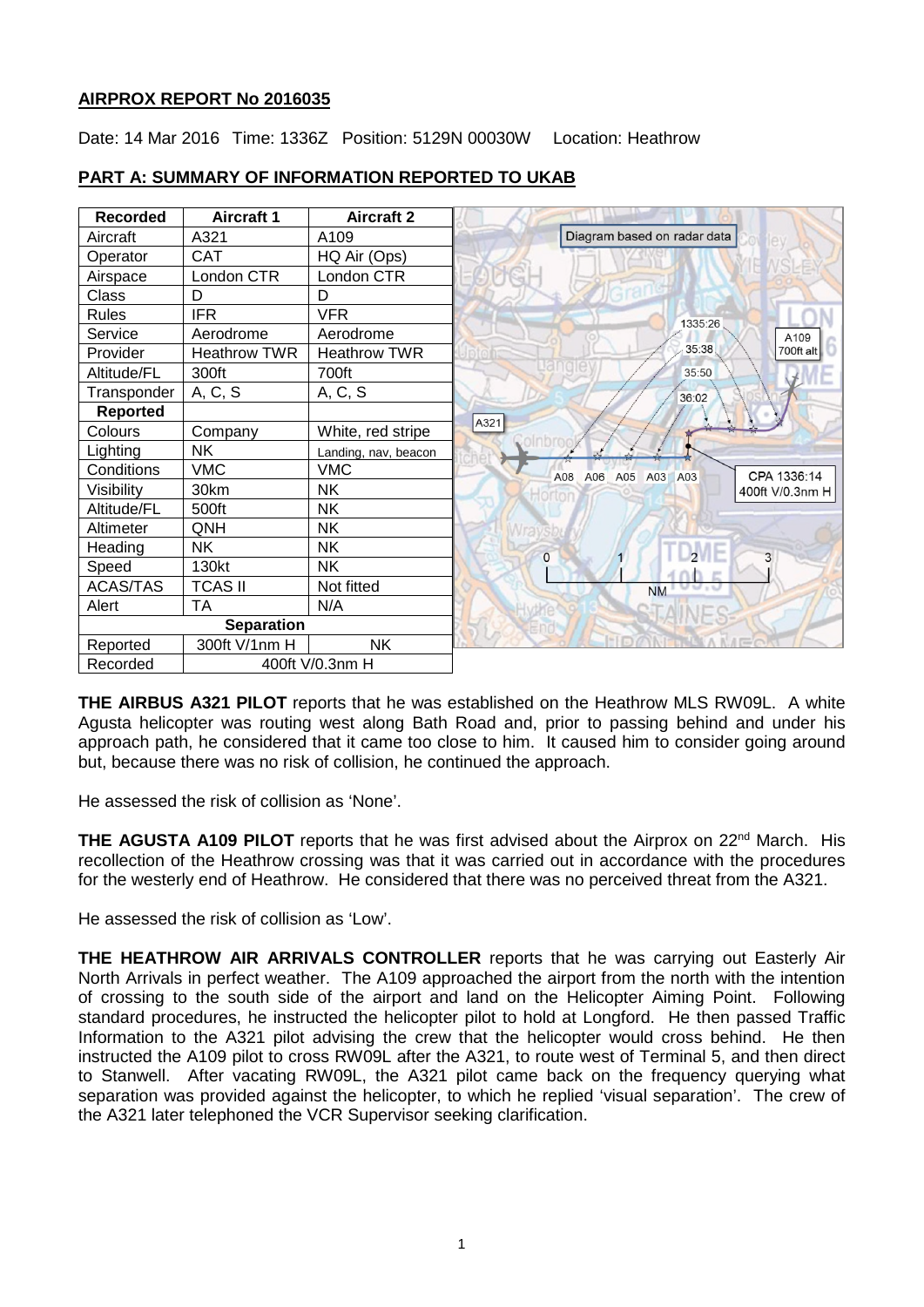**AIRPROX REPORT No 2016035**

Date: 14 Mar 2016 Time: 1336Z Position: 5129N 00030W Location: Heathrow

## PART A: SUMMARY OF INFORMATION REPORTED TO UKAB

| Recorded | Aircraft 1 | Aircraft 2 |
|---|---|---|
| Aircraft | A321 | A109 |
| Operator | CAT | HQ Air (Ops) |
| Airspace | London CTR | London CTR |
| Class | D | D |
| Rules | IFR | VFR |
| Service | Aerodrome | Aerodrome |
| Provider | Heathrow TWR | Heathrow TWR |
| Altitude/FL | 300ft | 700ft |
| Transponder | A, C, S | A, C, S |
| **Reported** | | |
| Colours | Company | White, red stripe |
| Lighting | NK | Landing, nav, beacon |
| Conditions | VMC | VMC |
| Visibility | 30km | NK |
| Altitude/FL | 500ft | NK |
| Altimeter | QNH | NK |
| Heading | NK | NK |
| Speed | 130kt | NK |
| ACAS/TAS | TCAS II | Not fitted |
| Alert | TA | N/A |
| **Separation** | | |
| Reported | 300ft V/1nm H | NK |
| Recorded | 400ft V/0.3nm H | |

Diagram based on radar data

**THE AIRBUS A321 PILOT** reports that he was established on the Heathrow MLS RW09L. A white Agusta helicopter was routing west along Bath Road and, prior to passing behind and under his approach path, he considered that it came too close to him. It caused him to consider going around but, because there was no risk of collision, he continued the approach.

He assessed the risk of collision as 'None'.

**THE AGUSTA A109 PILOT** reports that he was first advised about the Airprox on 22nd March. His recollection of the Heathrow crossing was that it was carried out in accordance with the procedures for the westerly end of Heathrow. He considered that there was no perceived threat from the A321.

He assessed the risk of collision as 'Low'.

**THE HEATHROW AIR ARRIVALS CONTROLLER** reports that he was carrying out Easterly Air North Arrivals in perfect weather. The A109 approached the airport from the north with the intention of crossing to the south side of the airport and land on the Helicopter Aiming Point. Following standard procedures, he instructed the helicopter pilot to hold at Longford. He then passed Traffic Information to the A321 pilot advising the crew that the helicopter would cross behind. He then instructed the A109 pilot to cross RW09L after the A321, to route west of Terminal 5, and then direct to Stanwell. After vacating RW09L, the A321 pilot came back on the frequency querying what separation was provided against the helicopter, to which he replied 'visual separation'. The crew of the A321 later telephoned the VCR Supervisor seeking clarification.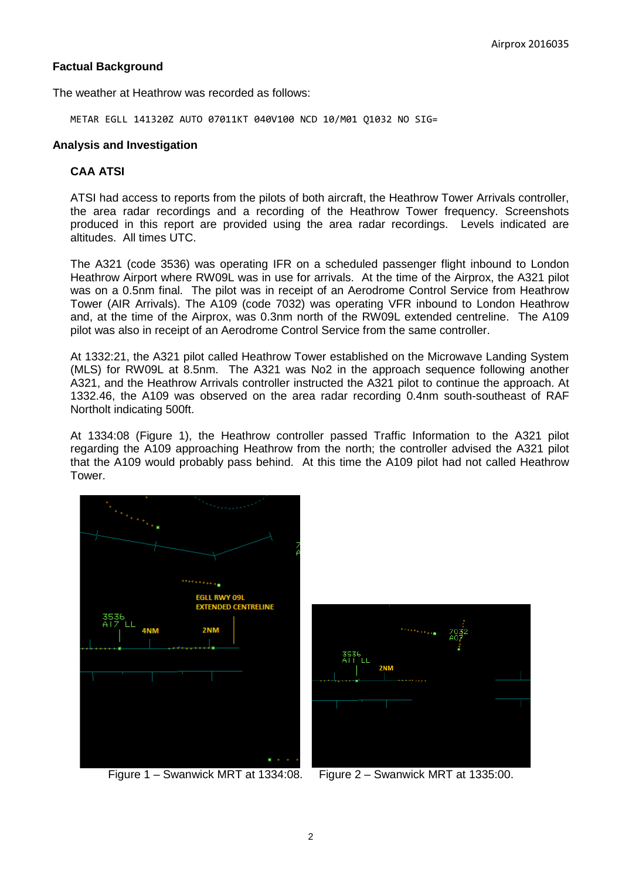## Factual Background

The weather at Heathrow was recorded as follows:

```
METAR EGLL 141320Z AUTO 07011KT 040V100 NCD 10/M01 Q1032 NO SIG=
```

## Analysis and Investigation

### CAA ATSI

ATSI had access to reports from the pilots of both aircraft, the Heathrow Tower Arrivals controller, the area radar recordings and a recording of the Heathrow Tower frequency. Screenshots produced in this report are provided using the area radar recordings. Levels indicated are altitudes. All times UTC.

The A321 (code 3536) was operating IFR on a scheduled passenger flight inbound to London Heathrow Airport where RW09L was in use for arrivals. At the time of the Airprox, the A321 pilot was on a 0.5nm final. The pilot was in receipt of an Aerodrome Control Service from Heathrow Tower (AIR Arrivals). The A109 (code 7032) was operating VFR inbound to London Heathrow and, at the time of the Airprox, was 0.3nm north of the RW09L extended centreline. The A109 pilot was also in receipt of an Aerodrome Control Service from the same controller.

At 1332:21, the A321 pilot called Heathrow Tower established on the Microwave Landing System (MLS) for RW09L at 8.5nm. The A321 was No2 in the approach sequence following another A321, and the Heathrow Arrivals controller instructed the A321 pilot to continue the approach. At 1332.46, the A109 was observed on the area radar recording 0.4nm south-southeast of RAF Northolt indicating 500ft.

At 1334:08 (Figure 1), the Heathrow controller passed Traffic Information to the A321 pilot regarding the A109 approaching Heathrow from the north; the controller advised the A321 pilot that the A109 would probably pass behind. At this time the A109 pilot had not called Heathrow Tower.

Figure 1 – Swanwick MRT at 1334:08.

Figure 2 – Swanwick MRT at 1335:00.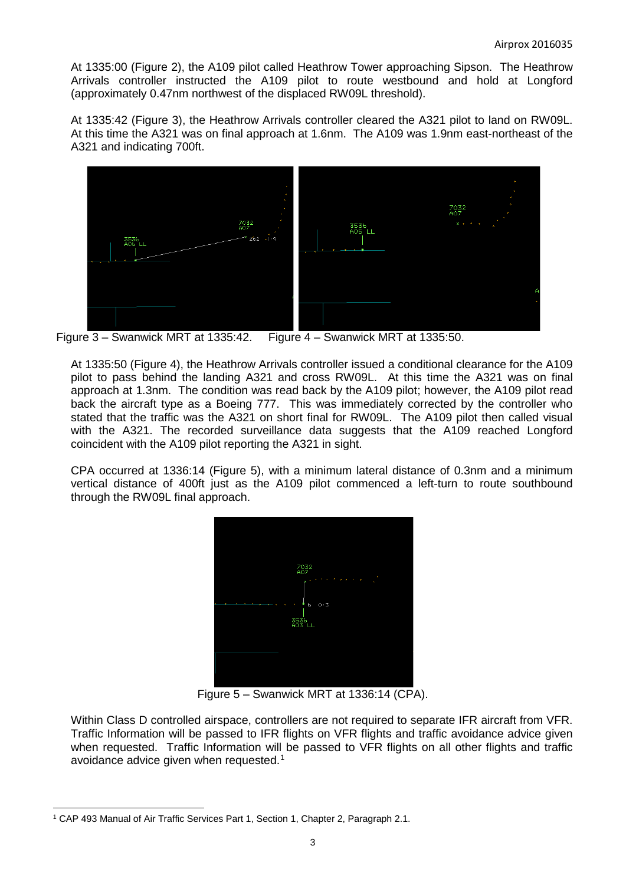At 1335:00 (Figure 2), the A109 pilot called Heathrow Tower approaching Sipson. The Heathrow Arrivals controller instructed the A109 pilot to route westbound and hold at Longford (approximately 0.47nm northwest of the displaced RW09L threshold).

At 1335:42 (Figure 3), the Heathrow Arrivals controller cleared the A321 pilot to land on RW09L. At this time the A321 was on final approach at 1.6nm. The A109 was 1.9nm east-northeast of the A321 and indicating 700ft.

Figure 3 – Swanwick MRT at 1335:42. Figure 4 – Swanwick MRT at 1335:50.

At 1335:50 (Figure 4), the Heathrow Arrivals controller issued a conditional clearance for the A109 pilot to pass behind the landing A321 and cross RW09L. At this time the A321 was on final approach at 1.3nm. The condition was read back by the A109 pilot; however, the A109 pilot read back the aircraft type as a Boeing 777. This was immediately corrected by the controller who stated that the traffic was the A321 on short final for RW09L. The A109 pilot then called visual with the A321. The recorded surveillance data suggests that the A109 reached Longford coincident with the A109 pilot reporting the A321 in sight.

CPA occurred at 1336:14 (Figure 5), with a minimum lateral distance of 0.3nm and a minimum vertical distance of 400ft just as the A109 pilot commenced a left-turn to route southbound through the RW09L final approach.

Figure 5 – Swanwick MRT at 1336:14 (CPA).

Within Class D controlled airspace, controllers are not required to separate IFR aircraft from VFR. Traffic Information will be passed to IFR flights on VFR flights and traffic avoidance advice given when requested. Traffic Information will be passed to VFR flights on all other flights and traffic avoidance advice given when requested.[1]

[1] CAP 493 Manual of Air Traffic Services Part 1, Section 1, Chapter 2, Paragraph 2.1.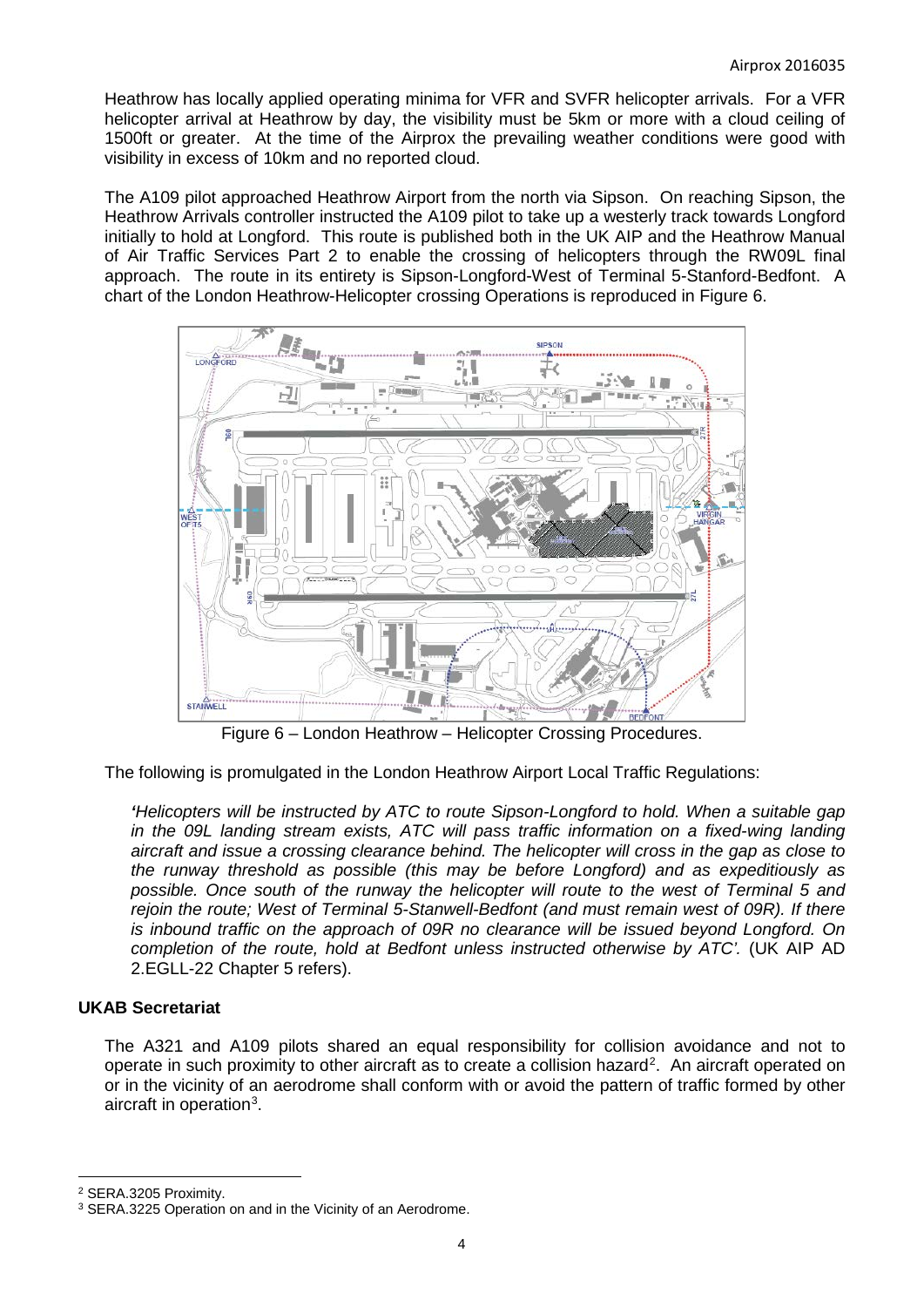Heathrow has locally applied operating minima for VFR and SVFR helicopter arrivals. For a VFR helicopter arrival at Heathrow by day, the visibility must be 5km or more with a cloud ceiling of 1500ft or greater. At the time of the Airprox the prevailing weather conditions were good with visibility in excess of 10km and no reported cloud.

The A109 pilot approached Heathrow Airport from the north via Sipson. On reaching Sipson, the Heathrow Arrivals controller instructed the A109 pilot to take up a westerly track towards Longford initially to hold at Longford. This route is published both in the UK AIP and the Heathrow Manual of Air Traffic Services Part 2 to enable the crossing of helicopters through the RW09L final approach. The route in its entirety is Sipson-Longford-West of Terminal 5-Stanford-Bedfont. A chart of the London Heathrow-Helicopter crossing Operations is reproduced in Figure 6.

Figure 6 – London Heathrow – Helicopter Crossing Procedures.

The following is promulgated in the London Heathrow Airport Local Traffic Regulations:

*'Helicopters will be instructed by ATC to route Sipson-Longford to hold. When a suitable gap in the 09L landing stream exists, ATC will pass traffic information on a fixed-wing landing aircraft and issue a crossing clearance behind. The helicopter will cross in the gap as close to the runway threshold as possible (this may be before Longford) and as expeditiously as possible. Once south of the runway the helicopter will route to the west of Terminal 5 and rejoin the route; West of Terminal 5-Stanwell-Bedfont (and must remain west of 09R). If there is inbound traffic on the approach of 09R no clearance will be issued beyond Longford. On completion of the route, hold at Bedfont unless instructed otherwise by ATC'.* (UK AIP AD 2.EGLL-22 Chapter 5 refers).

## UKAB Secretariat

The A321 and A109 pilots shared an equal responsibility for collision avoidance and not to operate in such proximity to other aircraft as to create a collision hazard[2]. An aircraft operated on or in the vicinity of an aerodrome shall conform with or avoid the pattern of traffic formed by other aircraft in operation[3].

[2] SERA.3205 Proximity.
[3] SERA.3225 Operation on and in the Vicinity of an Aerodrome.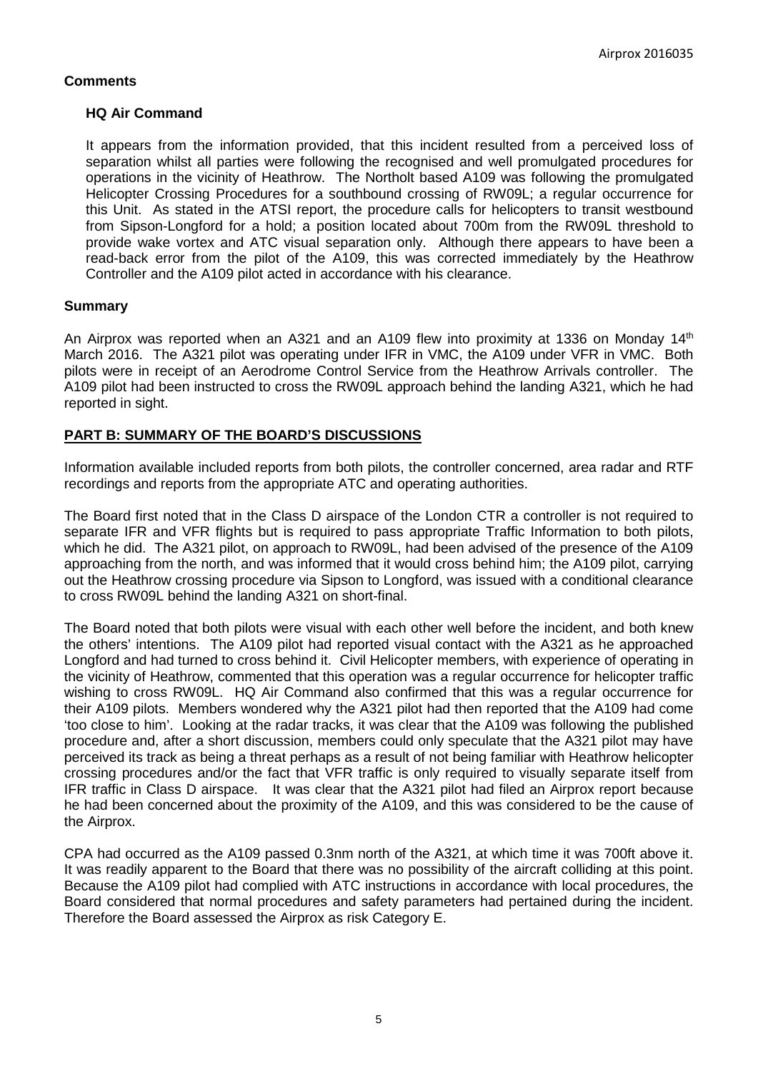## Comments

### HQ Air Command

It appears from the information provided, that this incident resulted from a perceived loss of separation whilst all parties were following the recognised and well promulgated procedures for operations in the vicinity of Heathrow. The Northolt based A109 was following the promulgated Helicopter Crossing Procedures for a southbound crossing of RW09L; a regular occurrence for this Unit. As stated in the ATSI report, the procedure calls for helicopters to transit westbound from Sipson-Longford for a hold; a position located about 700m from the RW09L threshold to provide wake vortex and ATC visual separation only. Although there appears to have been a read-back error from the pilot of the A109, this was corrected immediately by the Heathrow Controller and the A109 pilot acted in accordance with his clearance.

## Summary

An Airprox was reported when an A321 and an A109 flew into proximity at 1336 on Monday 14th March 2016. The A321 pilot was operating under IFR in VMC, the A109 under VFR in VMC. Both pilots were in receipt of an Aerodrome Control Service from the Heathrow Arrivals controller. The A109 pilot had been instructed to cross the RW09L approach behind the landing A321, which he had reported in sight.

## PART B: SUMMARY OF THE BOARD'S DISCUSSIONS

Information available included reports from both pilots, the controller concerned, area radar and RTF recordings and reports from the appropriate ATC and operating authorities.

The Board first noted that in the Class D airspace of the London CTR a controller is not required to separate IFR and VFR flights but is required to pass appropriate Traffic Information to both pilots, which he did. The A321 pilot, on approach to RW09L, had been advised of the presence of the A109 approaching from the north, and was informed that it would cross behind him; the A109 pilot, carrying out the Heathrow crossing procedure via Sipson to Longford, was issued with a conditional clearance to cross RW09L behind the landing A321 on short-final.

The Board noted that both pilots were visual with each other well before the incident, and both knew the others' intentions. The A109 pilot had reported visual contact with the A321 as he approached Longford and had turned to cross behind it. Civil Helicopter members, with experience of operating in the vicinity of Heathrow, commented that this operation was a regular occurrence for helicopter traffic wishing to cross RW09L. HQ Air Command also confirmed that this was a regular occurrence for their A109 pilots. Members wondered why the A321 pilot had then reported that the A109 had come 'too close to him'. Looking at the radar tracks, it was clear that the A109 was following the published procedure and, after a short discussion, members could only speculate that the A321 pilot may have perceived its track as being a threat perhaps as a result of not being familiar with Heathrow helicopter crossing procedures and/or the fact that VFR traffic is only required to visually separate itself from IFR traffic in Class D airspace. It was clear that the A321 pilot had filed an Airprox report because he had been concerned about the proximity of the A109, and this was considered to be the cause of the Airprox.

CPA had occurred as the A109 passed 0.3nm north of the A321, at which time it was 700ft above it. It was readily apparent to the Board that there was no possibility of the aircraft colliding at this point. Because the A109 pilot had complied with ATC instructions in accordance with local procedures, the Board considered that normal procedures and safety parameters had pertained during the incident. Therefore the Board assessed the Airprox as risk Category E.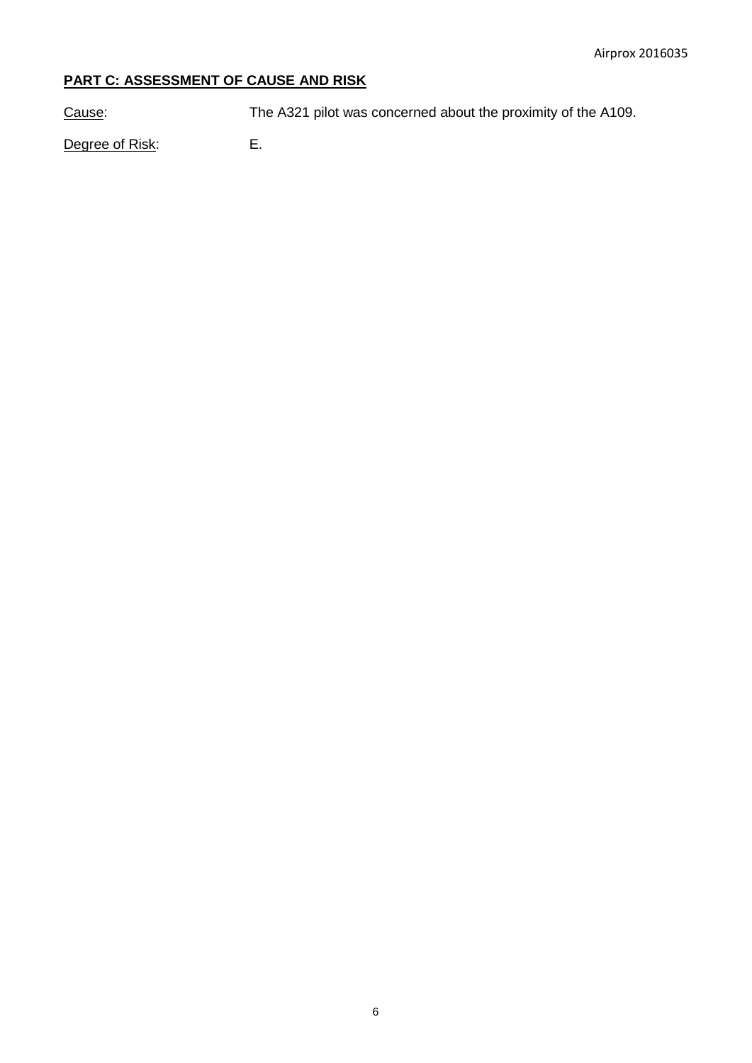**PART C: ASSESSMENT OF CAUSE AND RISK**

Cause: The A321 pilot was concerned about the proximity of the A109.

Degree of Risk: E.